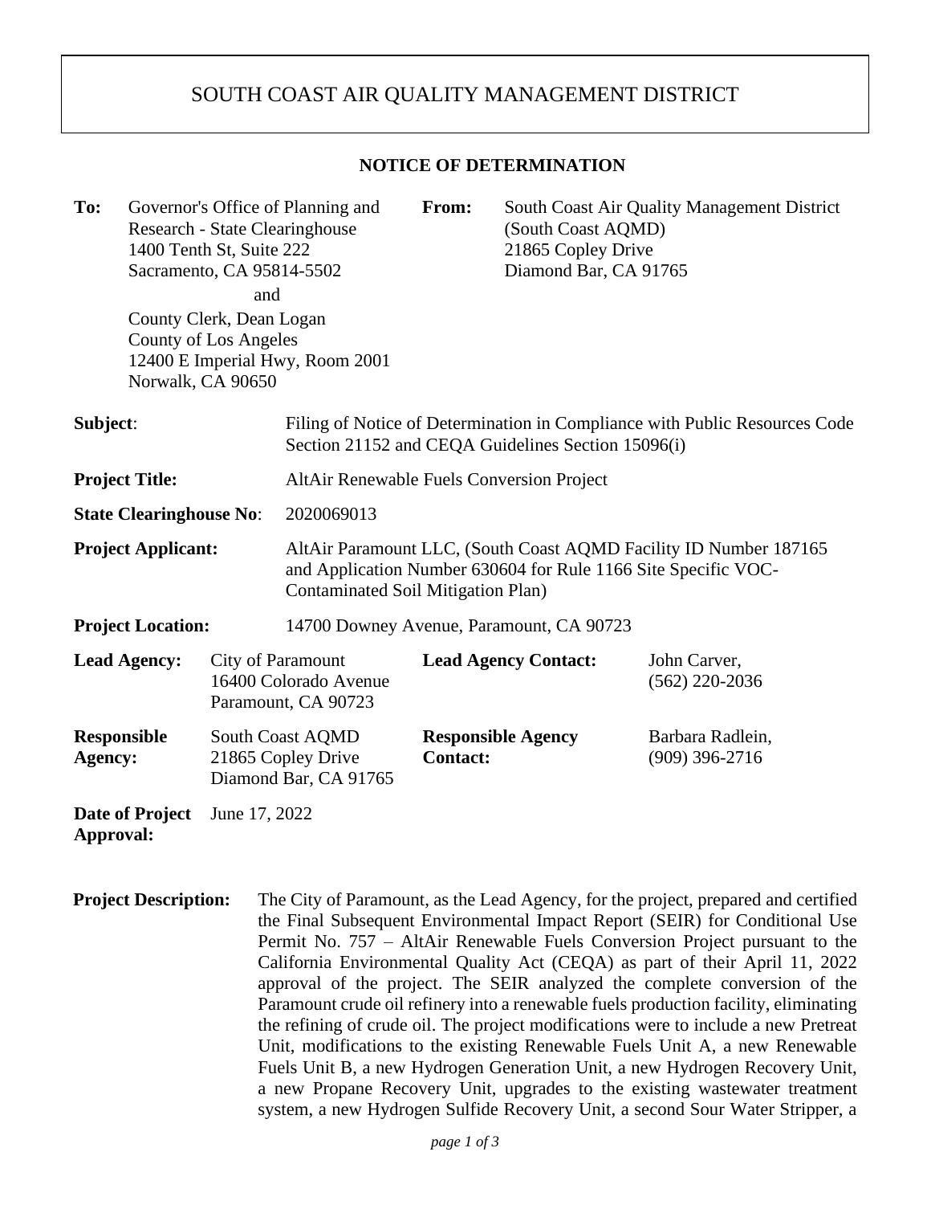# SOUTH COAST AIR QUALITY MANAGEMENT DISTRICT

## NOTICE OF DETERMINATION

**To:** Governor's Office of Planning and Research - State Clearinghouse
1400 Tenth St, Suite 222
Sacramento, CA 95814-5502

and

County Clerk, Dean Logan
County of Los Angeles
12400 E Imperial Hwy, Room 2001
Norwalk, CA 90650

**From:** South Coast Air Quality Management District (South Coast AQMD)
21865 Copley Drive
Diamond Bar, CA 91765

**Subject:** Filing of Notice of Determination in Compliance with Public Resources Code Section 21152 and CEQA Guidelines Section 15096(i)

**Project Title:** AltAir Renewable Fuels Conversion Project

**State Clearinghouse No:** 2020069013

**Project Applicant:** AltAir Paramount LLC, (South Coast AQMD Facility ID Number 187165 and Application Number 630604 for Rule 1166 Site Specific VOC-Contaminated Soil Mitigation Plan)

**Project Location:** 14700 Downey Avenue, Paramount, CA 90723

**Lead Agency:** City of Paramount
16400 Colorado Avenue
Paramount, CA 90723

**Lead Agency Contact:** John Carver, (562) 220-2036

**Responsible Agency:** South Coast AQMD
21865 Copley Drive
Diamond Bar, CA 91765

**Responsible Agency Contact:** Barbara Radlein, (909) 396-2716

**Date of Project Approval:** June 17, 2022

**Project Description:** The City of Paramount, as the Lead Agency, for the project, prepared and certified the Final Subsequent Environmental Impact Report (SEIR) for Conditional Use Permit No. 757 – AltAir Renewable Fuels Conversion Project pursuant to the California Environmental Quality Act (CEQA) as part of their April 11, 2022 approval of the project. The SEIR analyzed the complete conversion of the Paramount crude oil refinery into a renewable fuels production facility, eliminating the refining of crude oil. The project modifications were to include a new Pretreat Unit, modifications to the existing Renewable Fuels Unit A, a new Renewable Fuels Unit B, a new Hydrogen Generation Unit, a new Hydrogen Recovery Unit, a new Propane Recovery Unit, upgrades to the existing wastewater treatment system, a new Hydrogen Sulfide Recovery Unit, a second Sour Water Stripper, a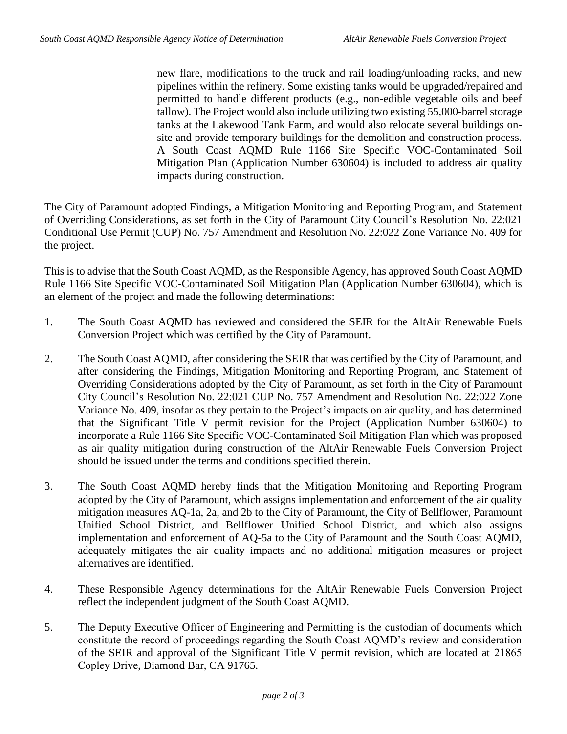new flare, modifications to the truck and rail loading/unloading racks, and new pipelines within the refinery. Some existing tanks would be upgraded/repaired and permitted to handle different products (e.g., non-edible vegetable oils and beef tallow). The Project would also include utilizing two existing 55,000-barrel storage tanks at the Lakewood Tank Farm, and would also relocate several buildings on-site and provide temporary buildings for the demolition and construction process. A South Coast AQMD Rule 1166 Site Specific VOC-Contaminated Soil Mitigation Plan (Application Number 630604) is included to address air quality impacts during construction.

The City of Paramount adopted Findings, a Mitigation Monitoring and Reporting Program, and Statement of Overriding Considerations, as set forth in the City of Paramount City Council's Resolution No. 22:021 Conditional Use Permit (CUP) No. 757 Amendment and Resolution No. 22:022 Zone Variance No. 409 for the project.

This is to advise that the South Coast AQMD, as the Responsible Agency, has approved South Coast AQMD Rule 1166 Site Specific VOC-Contaminated Soil Mitigation Plan (Application Number 630604), which is an element of the project and made the following determinations:

1. The South Coast AQMD has reviewed and considered the SEIR for the AltAir Renewable Fuels Conversion Project which was certified by the City of Paramount.

2. The South Coast AQMD, after considering the SEIR that was certified by the City of Paramount, and after considering the Findings, Mitigation Monitoring and Reporting Program, and Statement of Overriding Considerations adopted by the City of Paramount, as set forth in the City of Paramount City Council's Resolution No. 22:021 CUP No. 757 Amendment and Resolution No. 22:022 Zone Variance No. 409, insofar as they pertain to the Project's impacts on air quality, and has determined that the Significant Title V permit revision for the Project (Application Number 630604) to incorporate a Rule 1166 Site Specific VOC-Contaminated Soil Mitigation Plan which was proposed as air quality mitigation during construction of the AltAir Renewable Fuels Conversion Project should be issued under the terms and conditions specified therein.

3. The South Coast AQMD hereby finds that the Mitigation Monitoring and Reporting Program adopted by the City of Paramount, which assigns implementation and enforcement of the air quality mitigation measures AQ-1a, 2a, and 2b to the City of Paramount, the City of Bellflower, Paramount Unified School District, and Bellflower Unified School District, and which also assigns implementation and enforcement of AQ-5a to the City of Paramount and the South Coast AQMD, adequately mitigates the air quality impacts and no additional mitigation measures or project alternatives are identified.

4. These Responsible Agency determinations for the AltAir Renewable Fuels Conversion Project reflect the independent judgment of the South Coast AQMD.

5. The Deputy Executive Officer of Engineering and Permitting is the custodian of documents which constitute the record of proceedings regarding the South Coast AQMD's review and consideration of the SEIR and approval of the Significant Title V permit revision, which are located at 21865 Copley Drive, Diamond Bar, CA 91765.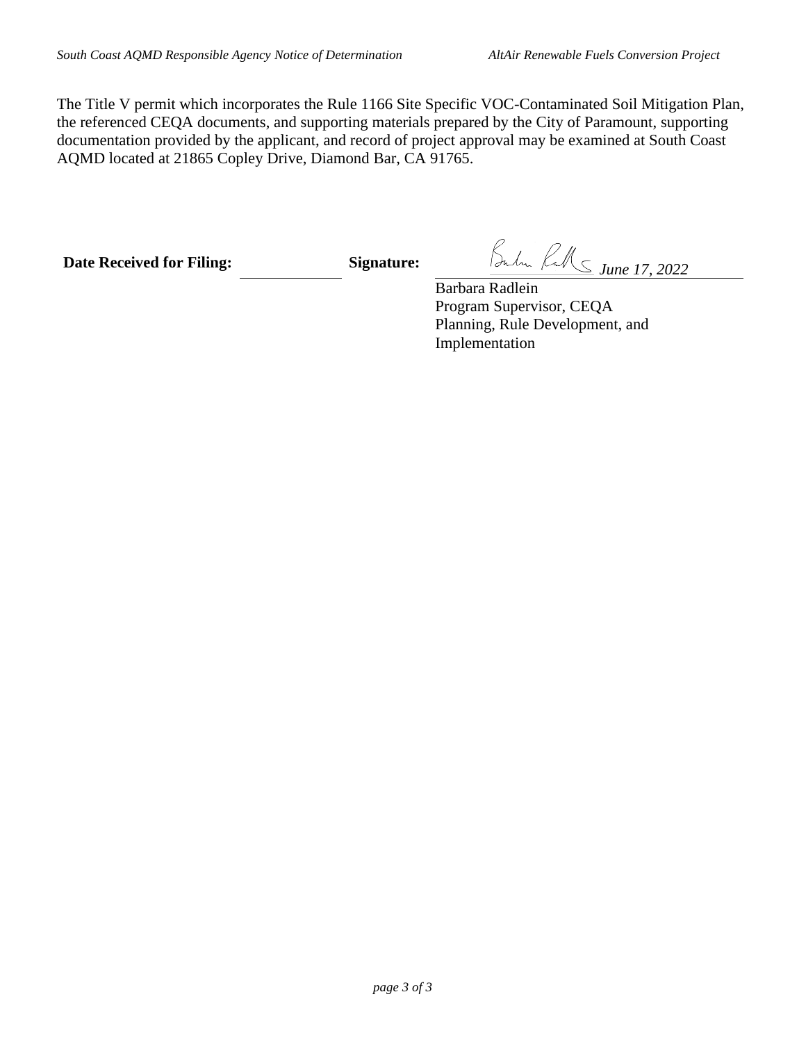The Title V permit which incorporates the Rule 1166 Site Specific VOC-Contaminated Soil Mitigation Plan, the referenced CEQA documents, and supporting materials prepared by the City of Paramount, supporting documentation provided by the applicant, and record of project approval may be examined at South Coast AQMD located at 21865 Copley Drive, Diamond Bar, CA 91765.

**Date Received for Filing:** ____________ **Signature:** *June 17, 2022*

Barbara Radlein
Program Supervisor, CEQA
Planning, Rule Development, and Implementation